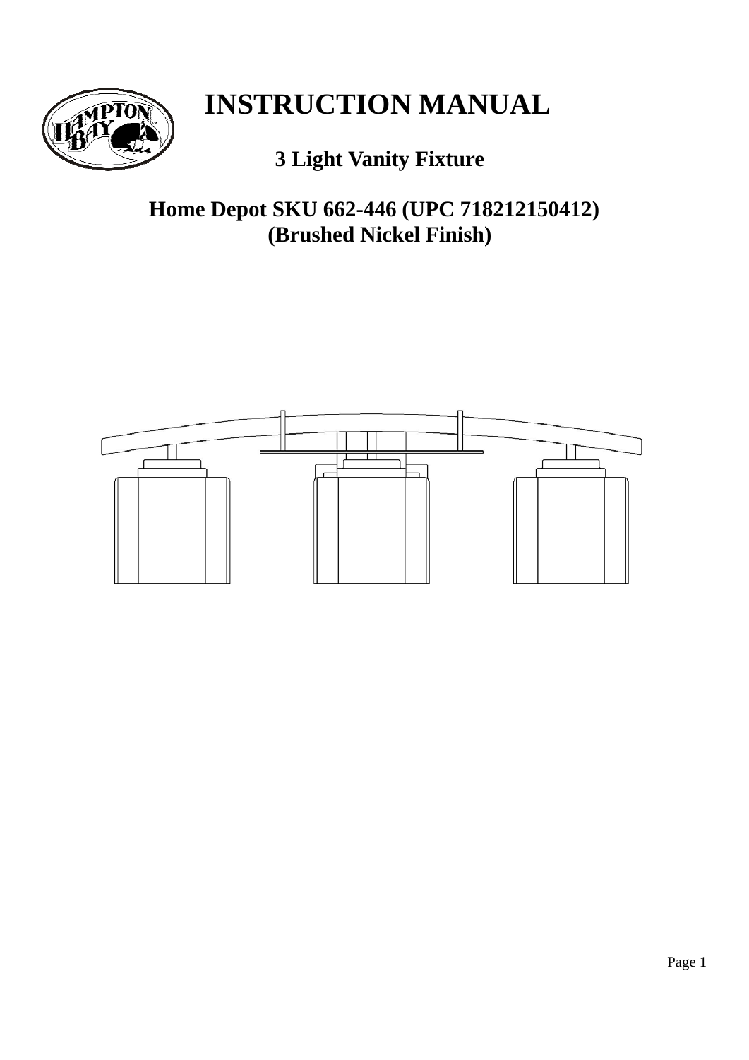# INSTRUCTION MANUAL

## 3 Light Vanity Fixture

## Home Depot SKU 662-446 (UPC 718212150412)
## (Brushed Nickel Finish)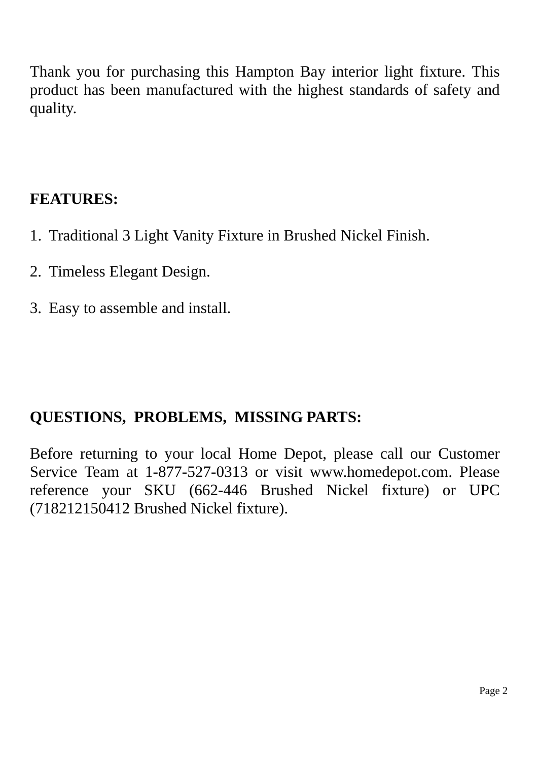Thank you for purchasing this Hampton Bay interior light fixture. This product has been manufactured with the highest standards of safety and quality.

**FEATURES:**

1. Traditional 3 Light Vanity Fixture in Brushed Nickel Finish.
2. Timeless Elegant Design.
3. Easy to assemble and install.

**QUESTIONS, PROBLEMS, MISSING PARTS:**

Before returning to your local Home Depot, please call our Customer Service Team at 1-877-527-0313 or visit www.homedepot.com. Please reference your SKU (662-446 Brushed Nickel fixture) or UPC (718212150412 Brushed Nickel fixture).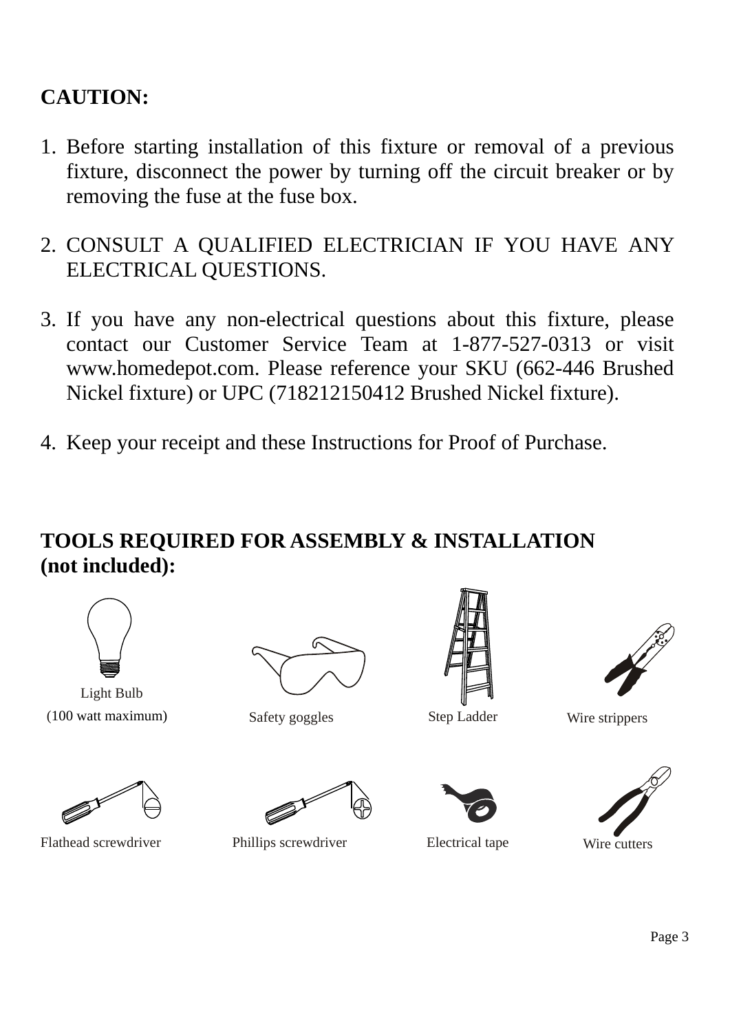**CAUTION:**

1. Before starting installation of this fixture or removal of a previous fixture, disconnect the power by turning off the circuit breaker or by removing the fuse at the fuse box.

2. CONSULT A QUALIFIED ELECTRICIAN IF YOU HAVE ANY ELECTRICAL QUESTIONS.

3. If you have any non-electrical questions about this fixture, please contact our Customer Service Team at 1-877-527-0313 or visit www.homedepot.com. Please reference your SKU (662-446 Brushed Nickel fixture) or UPC (718212150412 Brushed Nickel fixture).

4. Keep your receipt and these Instructions for Proof of Purchase.

**TOOLS REQUIRED FOR ASSEMBLY & INSTALLATION (not included):**

Light Bulb (100 watt maximum)

Safety goggles

Step Ladder

Wire strippers

Flathead screwdriver

Phillips screwdriver

Electrical tape

Wire cutters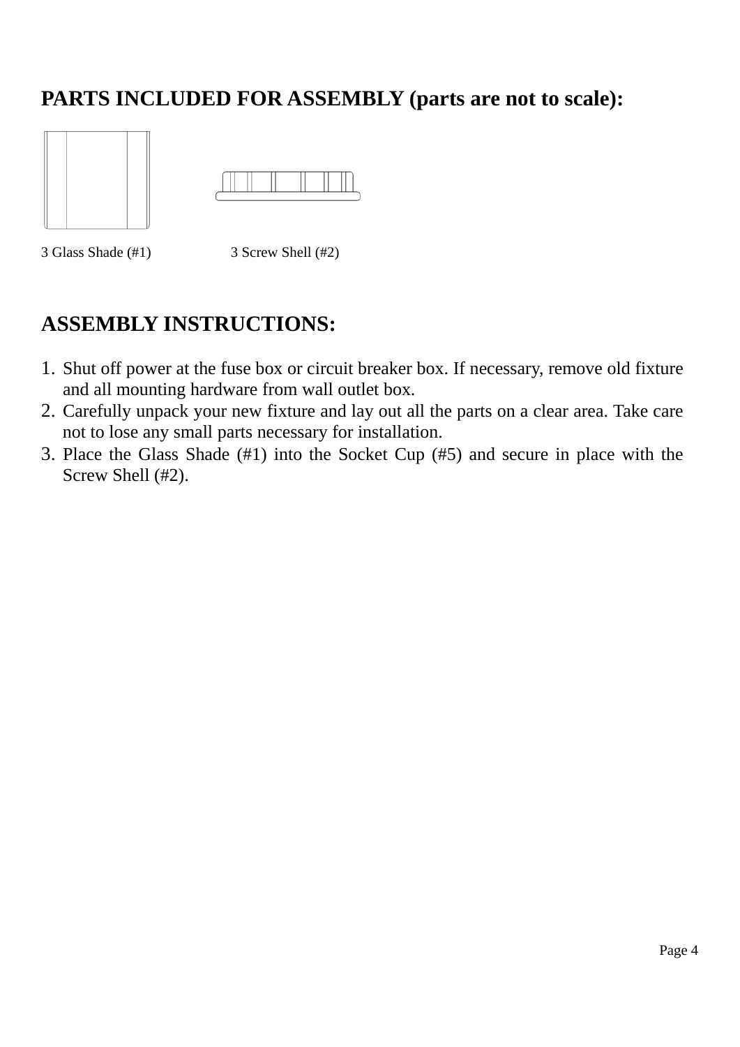## PARTS INCLUDED FOR ASSEMBLY (parts are not to scale):

3 Glass Shade (#1)

3 Screw Shell (#2)

## ASSEMBLY INSTRUCTIONS:

1. Shut off power at the fuse box or circuit breaker box. If necessary, remove old fixture and all mounting hardware from wall outlet box.
2. Carefully unpack your new fixture and lay out all the parts on a clear area. Take care not to lose any small parts necessary for installation.
3. Place the Glass Shade (#1) into the Socket Cup (#5) and secure in place with the Screw Shell (#2).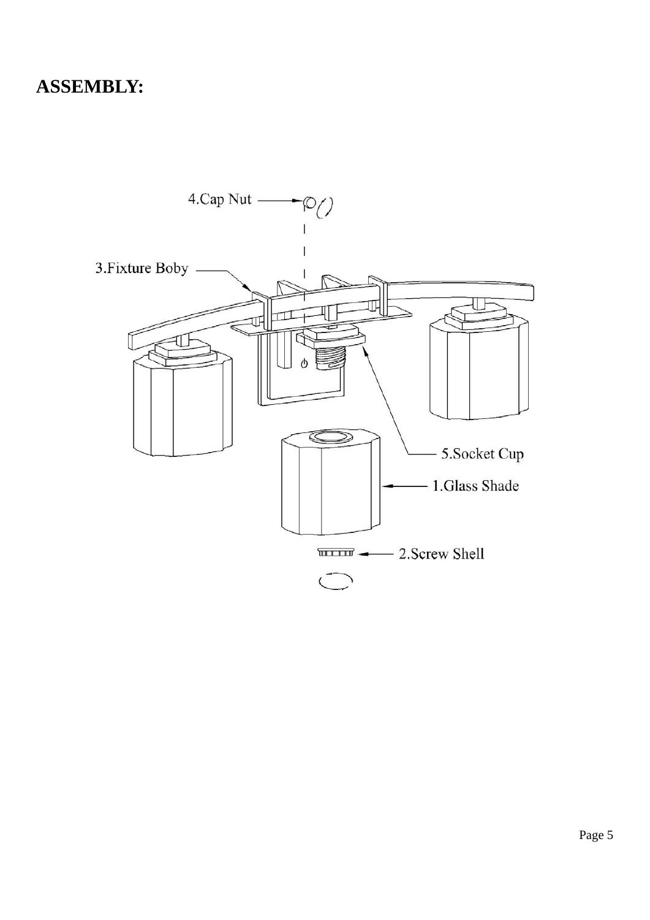## ASSEMBLY:

4.Cap Nut

3.Fixture Boby

5.Socket Cup

1.Glass Shade

2.Screw Shell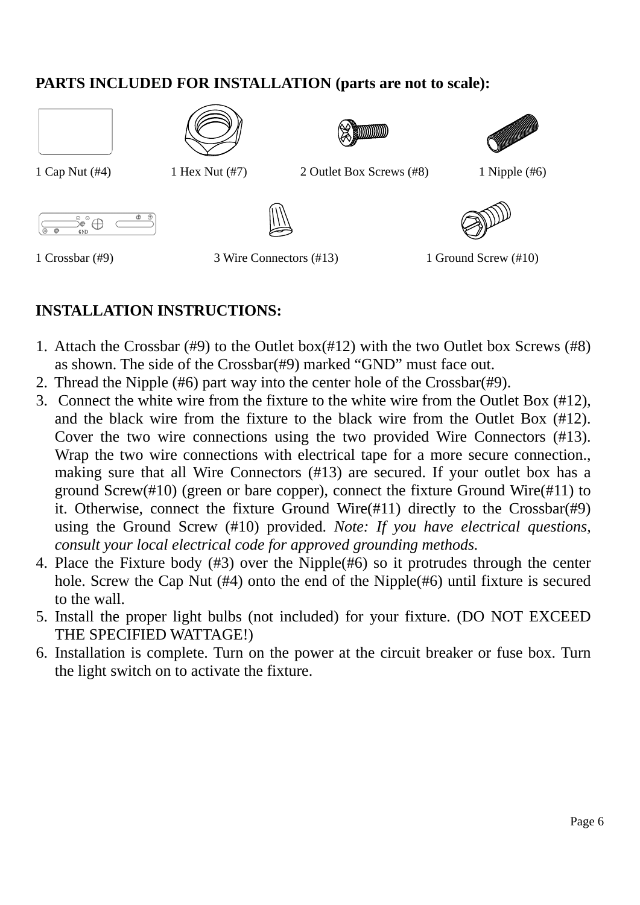**PARTS INCLUDED FOR INSTALLATION (parts are not to scale):**

1 Cap Nut (#4) 1 Hex Nut (#7) 2 Outlet Box Screws (#8) 1 Nipple (#6)

1 Crossbar (#9) 3 Wire Connectors (#13) 1 Ground Screw (#10)

**INSTALLATION INSTRUCTIONS:**

1. Attach the Crossbar (#9) to the Outlet box(#12) with the two Outlet box Screws (#8) as shown. The side of the Crossbar(#9) marked "GND" must face out.
2. Thread the Nipple (#6) part way into the center hole of the Crossbar(#9).
3. Connect the white wire from the fixture to the white wire from the Outlet Box (#12), and the black wire from the fixture to the black wire from the Outlet Box (#12). Cover the two wire connections using the two provided Wire Connectors (#13). Wrap the two wire connections with electrical tape for a more secure connection., making sure that all Wire Connectors (#13) are secured. If your outlet box has a ground Screw(#10) (green or bare copper), connect the fixture Ground Wire(#11) to it. Otherwise, connect the fixture Ground Wire(#11) directly to the Crossbar(#9) using the Ground Screw (#10) provided. *Note: If you have electrical questions, consult your local electrical code for approved grounding methods.*
4. Place the Fixture body (#3) over the Nipple(#6) so it protrudes through the center hole. Screw the Cap Nut (#4) onto the end of the Nipple(#6) until fixture is secured to the wall.
5. Install the proper light bulbs (not included) for your fixture. (DO NOT EXCEED THE SPECIFIED WATTAGE!)
6. Installation is complete. Turn on the power at the circuit breaker or fuse box. Turn the light switch on to activate the fixture.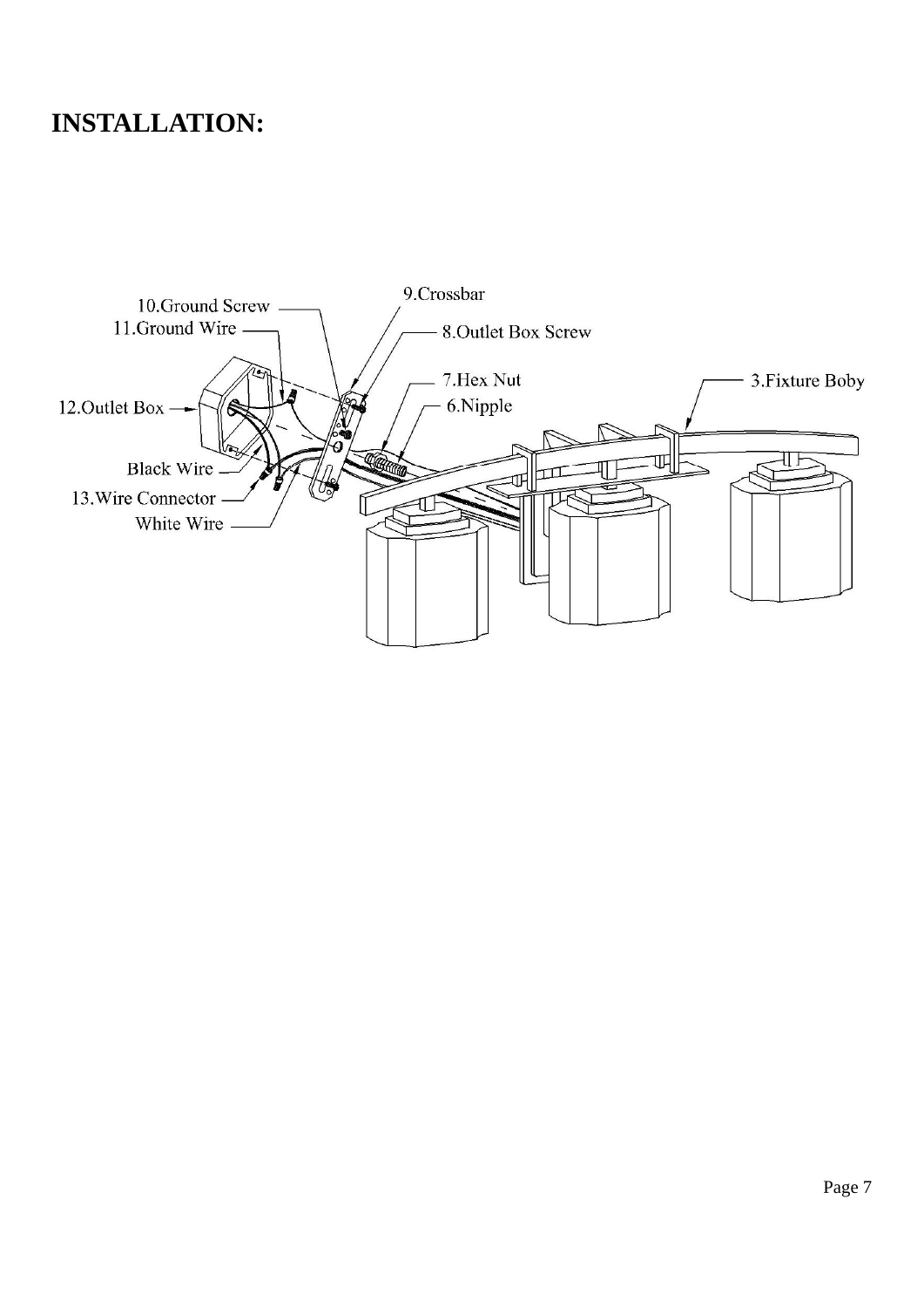# INSTALLATION:

10.Ground Screw
11.Ground Wire
9.Crossbar
8.Outlet Box Screw
7.Hex Nut
6.Nipple
3.Fixture Boby
12.Outlet Box
Black Wire
13.Wire Connector
White Wire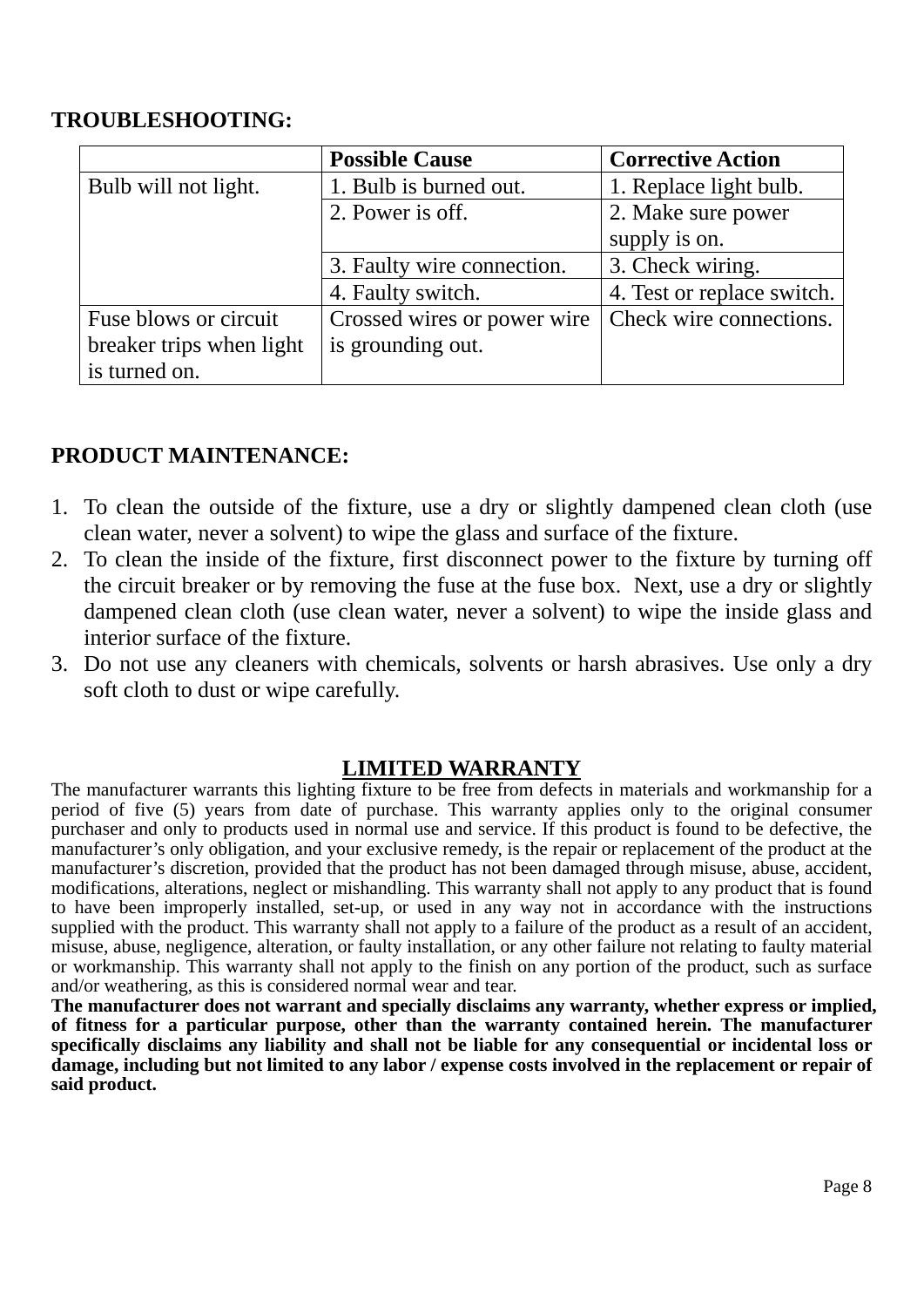## TROUBLESHOOTING:

| | Possible Cause | Corrective Action |
|---|---|---|
| Bulb will not light. | 1. Bulb is burned out. | 1. Replace light bulb. |
| | 2. Power is off. | 2. Make sure power supply is on. |
| | 3. Faulty wire connection. | 3. Check wiring. |
| | 4. Faulty switch. | 4. Test or replace switch. |
| Fuse blows or circuit breaker trips when light is turned on. | Crossed wires or power wire is grounding out. | Check wire connections. |

## PRODUCT MAINTENANCE:

1. To clean the outside of the fixture, use a dry or slightly dampened clean cloth (use clean water, never a solvent) to wipe the glass and surface of the fixture.
2. To clean the inside of the fixture, first disconnect power to the fixture by turning off the circuit breaker or by removing the fuse at the fuse box. Next, use a dry or slightly dampened clean cloth (use clean water, never a solvent) to wipe the inside glass and interior surface of the fixture.
3. Do not use any cleaners with chemicals, solvents or harsh abrasives. Use only a dry soft cloth to dust or wipe carefully.

## LIMITED WARRANTY

The manufacturer warrants this lighting fixture to be free from defects in materials and workmanship for a period of five (5) years from date of purchase. This warranty applies only to the original consumer purchaser and only to products used in normal use and service. If this product is found to be defective, the manufacturer's only obligation, and your exclusive remedy, is the repair or replacement of the product at the manufacturer's discretion, provided that the product has not been damaged through misuse, abuse, accident, modifications, alterations, neglect or mishandling. This warranty shall not apply to any product that is found to have been improperly installed, set-up, or used in any way not in accordance with the instructions supplied with the product. This warranty shall not apply to a failure of the product as a result of an accident, misuse, abuse, negligence, alteration, or faulty installation, or any other failure not relating to faulty material or workmanship. This warranty shall not apply to the finish on any portion of the product, such as surface and/or weathering, as this is considered normal wear and tear.

**The manufacturer does not warrant and specially disclaims any warranty, whether express or implied, of fitness for a particular purpose, other than the warranty contained herein. The manufacturer specifically disclaims any liability and shall not be liable for any consequential or incidental loss or damage, including but not limited to any labor / expense costs involved in the replacement or repair of said product.**